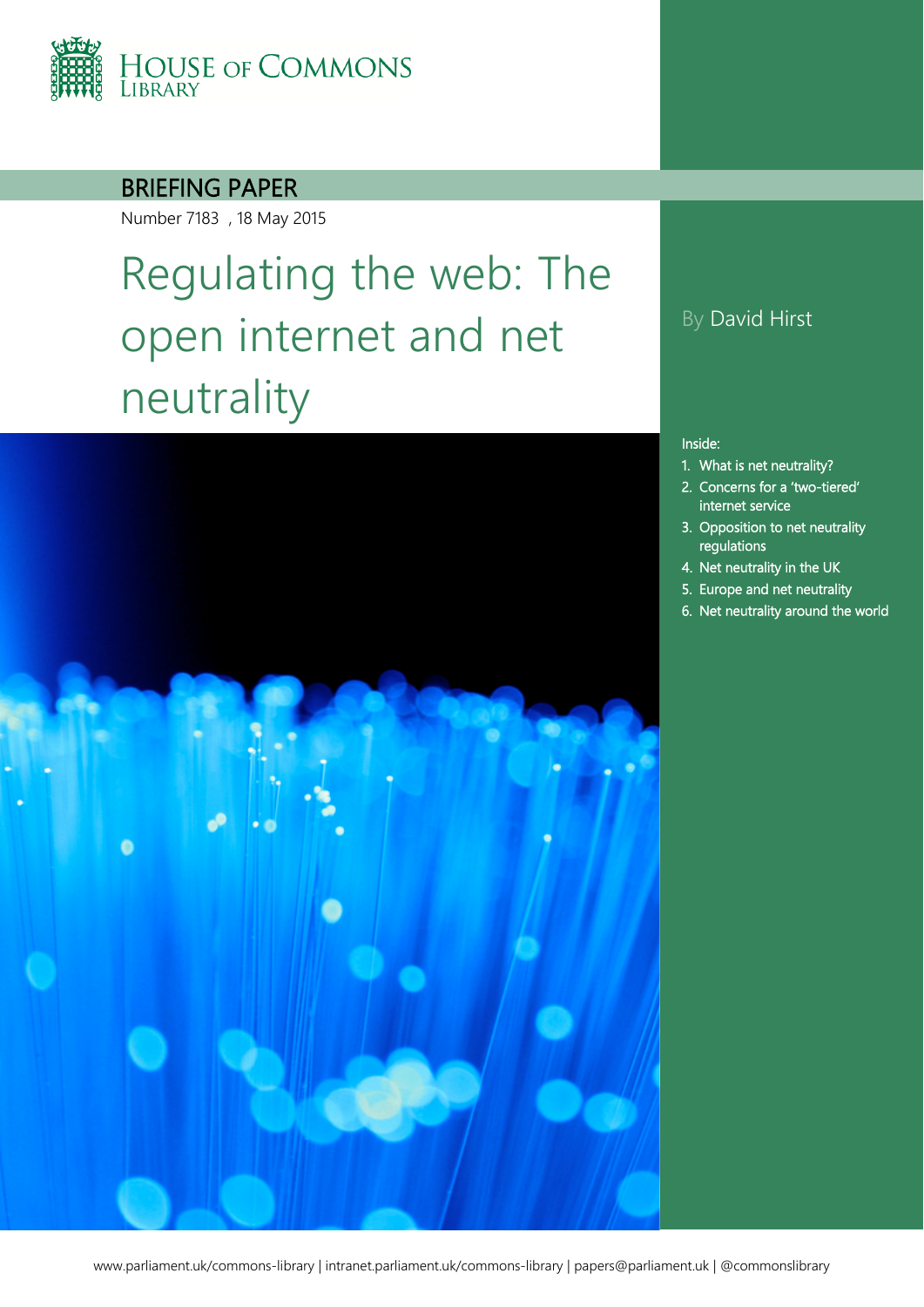HOUSE OF COMMONS LIBRARY

BRIEFING PAPER

Number 7183 , 18 May 2015

# Regulating the web: The open internet and net neutrality

By David Hirst

Inside:

1. What is net neutrality?
2. Concerns for a 'two-tiered' internet service
3. Opposition to net neutrality regulations
4. Net neutrality in the UK
5. Europe and net neutrality
6. Net neutrality around the world

www.parliament.uk/commons-library | intranet.parliament.uk/commons-library | papers@parliament.uk | @commonslibrary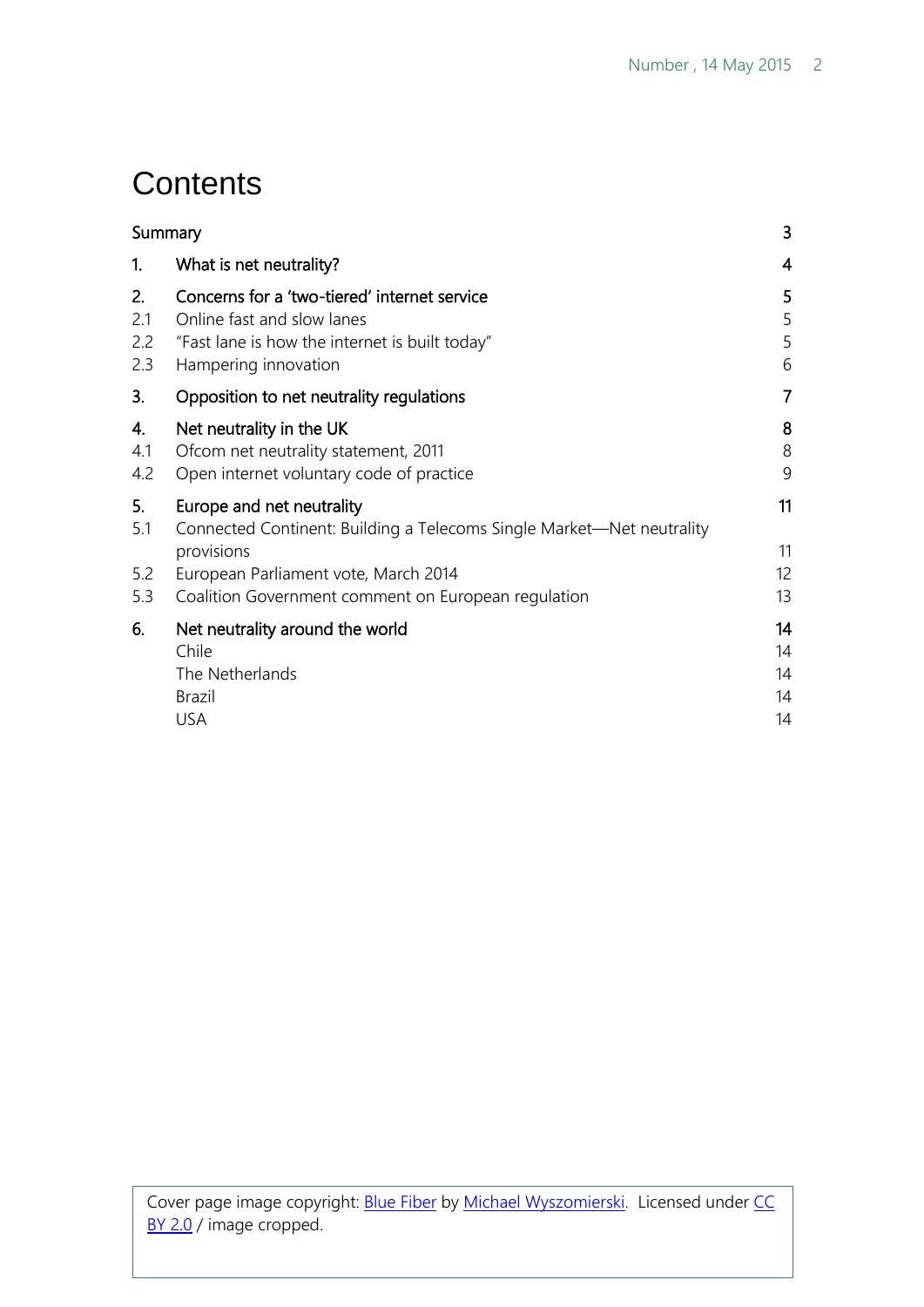# Contents

| | | |
|---|---|---|
| Summary | | 3 |
| **1.** | **What is net neutrality?** | **4** |
| **2.** | **Concerns for a 'two-tiered' internet service** | **5** |
| 2.1 | Online fast and slow lanes | 5 |
| 2.2 | "Fast lane is how the internet is built today" | 5 |
| 2.3 | Hampering innovation | 6 |
| **3.** | **Opposition to net neutrality regulations** | **7** |
| **4.** | **Net neutrality in the UK** | **8** |
| 4.1 | Ofcom net neutrality statement, 2011 | 8 |
| 4.2 | Open internet voluntary code of practice | 9 |
| **5.** | **Europe and net neutrality** | **11** |
| 5.1 | Connected Continent: Building a Telecoms Single Market—Net neutrality provisions | 11 |
| 5.2 | European Parliament vote, March 2014 | 12 |
| 5.3 | Coalition Government comment on European regulation | 13 |
| **6.** | **Net neutrality around the world** | **14** |
| | Chile | 14 |
| | The Netherlands | 14 |
| | Brazil | 14 |
| | USA | 14 |

Cover page image copyright: Blue Fiber by Michael Wyszomierski. Licensed under CC BY 2.0 / image cropped.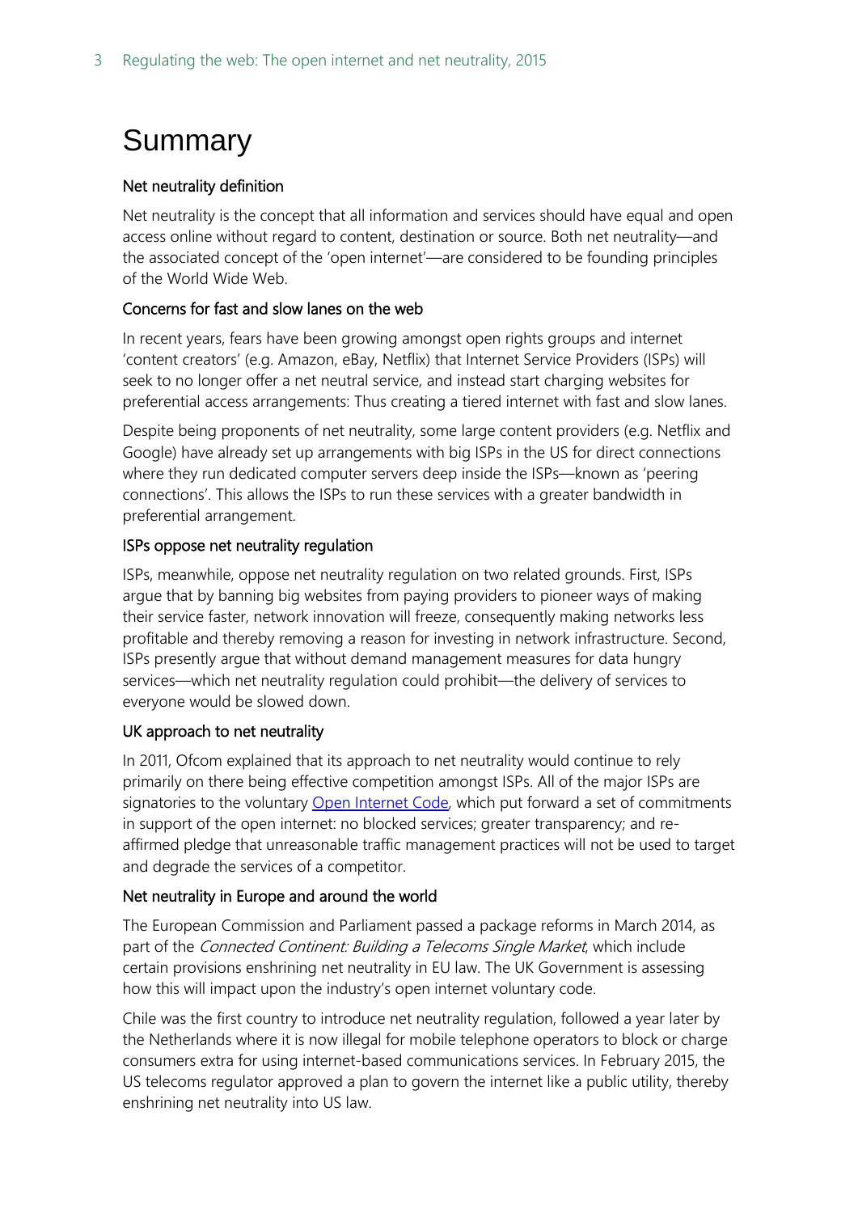# Summary

### Net neutrality definition

Net neutrality is the concept that all information and services should have equal and open access online without regard to content, destination or source. Both net neutrality—and the associated concept of the 'open internet'—are considered to be founding principles of the World Wide Web.

### Concerns for fast and slow lanes on the web

In recent years, fears have been growing amongst open rights groups and internet 'content creators' (e.g. Amazon, eBay, Netflix) that Internet Service Providers (ISPs) will seek to no longer offer a net neutral service, and instead start charging websites for preferential access arrangements: Thus creating a tiered internet with fast and slow lanes.

Despite being proponents of net neutrality, some large content providers (e.g. Netflix and Google) have already set up arrangements with big ISPs in the US for direct connections where they run dedicated computer servers deep inside the ISPs—known as 'peering connections'. This allows the ISPs to run these services with a greater bandwidth in preferential arrangement.

### ISPs oppose net neutrality regulation

ISPs, meanwhile, oppose net neutrality regulation on two related grounds. First, ISPs argue that by banning big websites from paying providers to pioneer ways of making their service faster, network innovation will freeze, consequently making networks less profitable and thereby removing a reason for investing in network infrastructure. Second, ISPs presently argue that without demand management measures for data hungry services—which net neutrality regulation could prohibit—the delivery of services to everyone would be slowed down.

### UK approach to net neutrality

In 2011, Ofcom explained that its approach to net neutrality would continue to rely primarily on there being effective competition amongst ISPs. All of the major ISPs are signatories to the voluntary Open Internet Code, which put forward a set of commitments in support of the open internet: no blocked services; greater transparency; and re-affirmed pledge that unreasonable traffic management practices will not be used to target and degrade the services of a competitor.

### Net neutrality in Europe and around the world

The European Commission and Parliament passed a package reforms in March 2014, as part of the *Connected Continent: Building a Telecoms Single Market*, which include certain provisions enshrining net neutrality in EU law. The UK Government is assessing how this will impact upon the industry's open internet voluntary code.

Chile was the first country to introduce net neutrality regulation, followed a year later by the Netherlands where it is now illegal for mobile telephone operators to block or charge consumers extra for using internet-based communications services. In February 2015, the US telecoms regulator approved a plan to govern the internet like a public utility, thereby enshrining net neutrality into US law.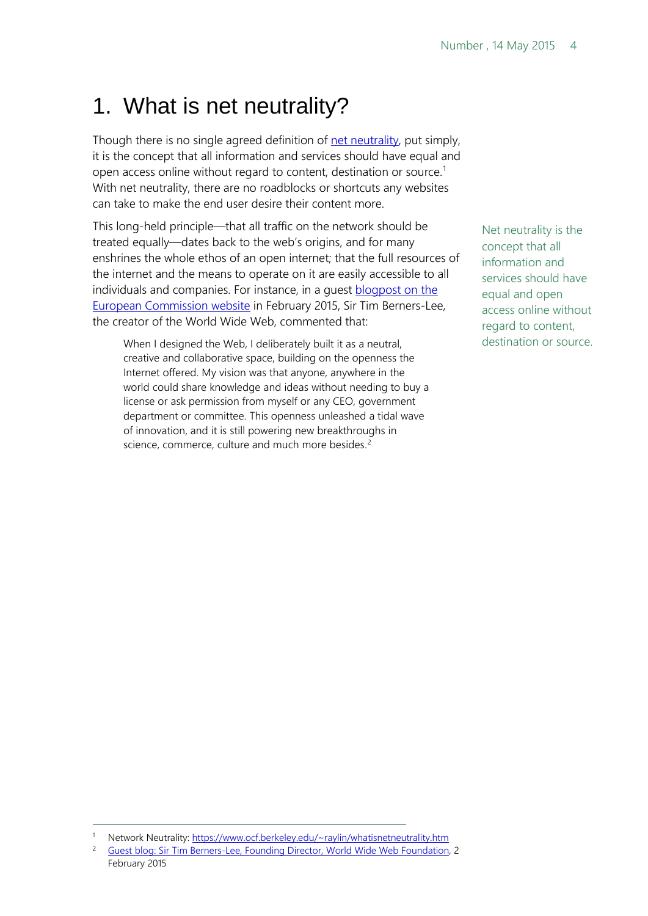# 1. What is net neutrality?

Though there is no single agreed definition of net neutrality, put simply, it is the concept that all information and services should have equal and open access online without regard to content, destination or source.[1] With net neutrality, there are no roadblocks or shortcuts any websites can take to make the end user desire their content more.

This long-held principle—that all traffic on the network should be treated equally—dates back to the web's origins, and for many enshrines the whole ethos of an open internet; that the full resources of the internet and the means to operate on it are easily accessible to all individuals and companies. For instance, in a guest blogpost on the European Commission website in February 2015, Sir Tim Berners-Lee, the creator of the World Wide Web, commented that:

> When I designed the Web, I deliberately built it as a neutral, creative and collaborative space, building on the openness the Internet offered. My vision was that anyone, anywhere in the world could share knowledge and ideas without needing to buy a license or ask permission from myself or any CEO, government department or committee. This openness unleashed a tidal wave of innovation, and it is still powering new breakthroughs in science, commerce, culture and much more besides.[2]

Net neutrality is the concept that all information and services should have equal and open access online without regard to content, destination or source.

[1] Network Neutrality: https://www.ocf.berkeley.edu/~raylin/whatisnetneutrality.htm

[2] Guest blog: Sir Tim Berners-Lee, Founding Director, World Wide Web Foundation, 2 February 2015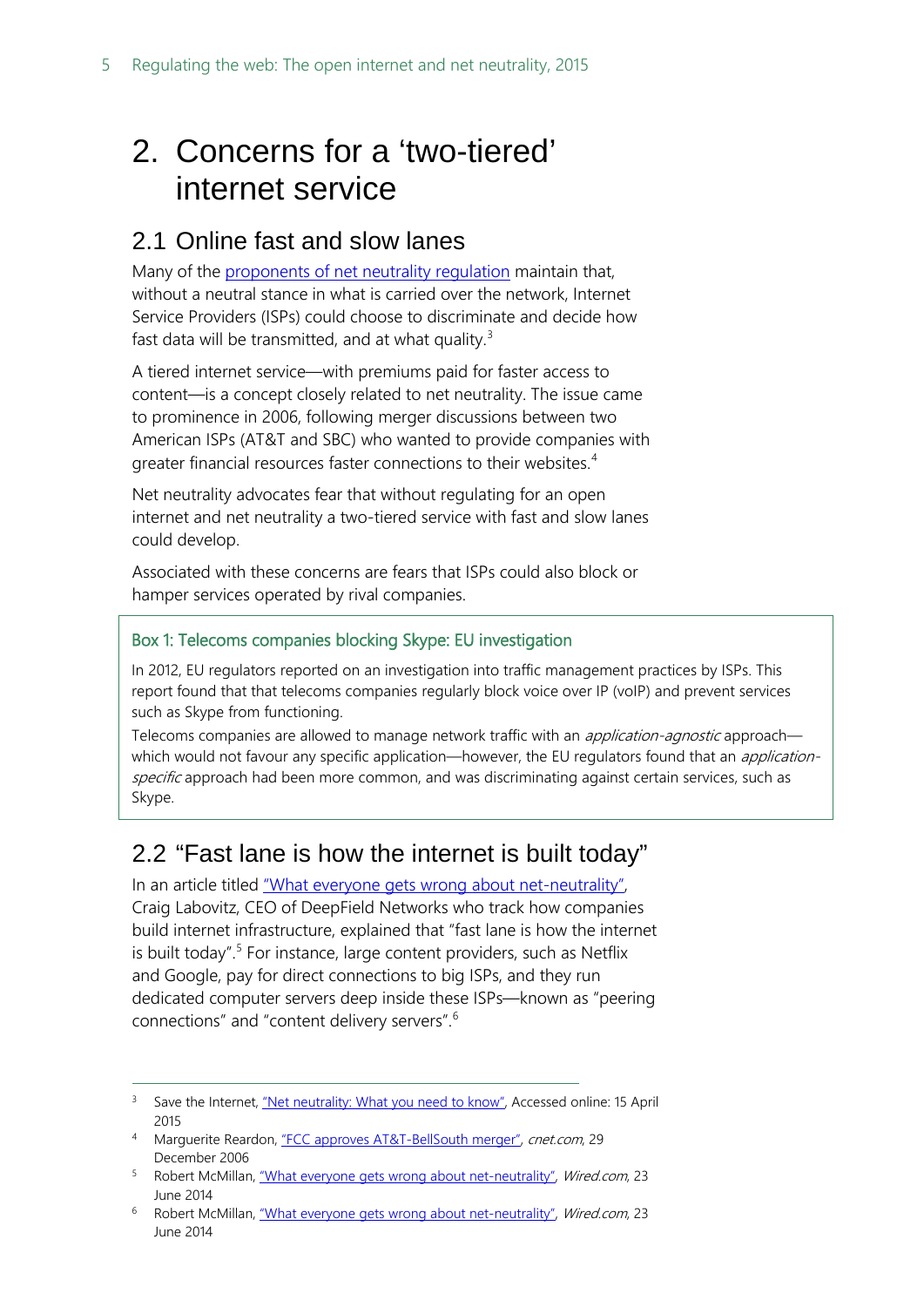# 2. Concerns for a 'two-tiered' internet service

## 2.1 Online fast and slow lanes

Many of the proponents of net neutrality regulation maintain that, without a neutral stance in what is carried over the network, Internet Service Providers (ISPs) could choose to discriminate and decide how fast data will be transmitted, and at what quality.[3]

A tiered internet service—with premiums paid for faster access to content—is a concept closely related to net neutrality. The issue came to prominence in 2006, following merger discussions between two American ISPs (AT&T and SBC) who wanted to provide companies with greater financial resources faster connections to their websites.[4]

Net neutrality advocates fear that without regulating for an open internet and net neutrality a two-tiered service with fast and slow lanes could develop.

Associated with these concerns are fears that ISPs could also block or hamper services operated by rival companies.

> **Box 1: Telecoms companies blocking Skype: EU investigation**
>
> In 2012, EU regulators reported on an investigation into traffic management practices by ISPs. This report found that that telecoms companies regularly block voice over IP (voIP) and prevent services such as Skype from functioning.
>
> Telecoms companies are allowed to manage network traffic with an *application-agnostic* approach—which would not favour any specific application—however, the EU regulators found that an *application-specific* approach had been more common, and was discriminating against certain services, such as Skype.

## 2.2 "Fast lane is how the internet is built today"

In an article titled "What everyone gets wrong about net-neutrality", Craig Labovitz, CEO of DeepField Networks who track how companies build internet infrastructure, explained that "fast lane is how the internet is built today".[5] For instance, large content providers, such as Netflix and Google, pay for direct connections to big ISPs, and they run dedicated computer servers deep inside these ISPs—known as "peering connections" and "content delivery servers".[6]

---

3 Save the Internet, "Net neutrality: What you need to know", Accessed online: 15 April 2015

4 Marguerite Reardon, "FCC approves AT&T-BellSouth merger", *cnet.com*, 29 December 2006

5 Robert McMillan, "What everyone gets wrong about net-neutrality", *Wired.com*, 23 June 2014

6 Robert McMillan, "What everyone gets wrong about net-neutrality", *Wired.com*, 23 June 2014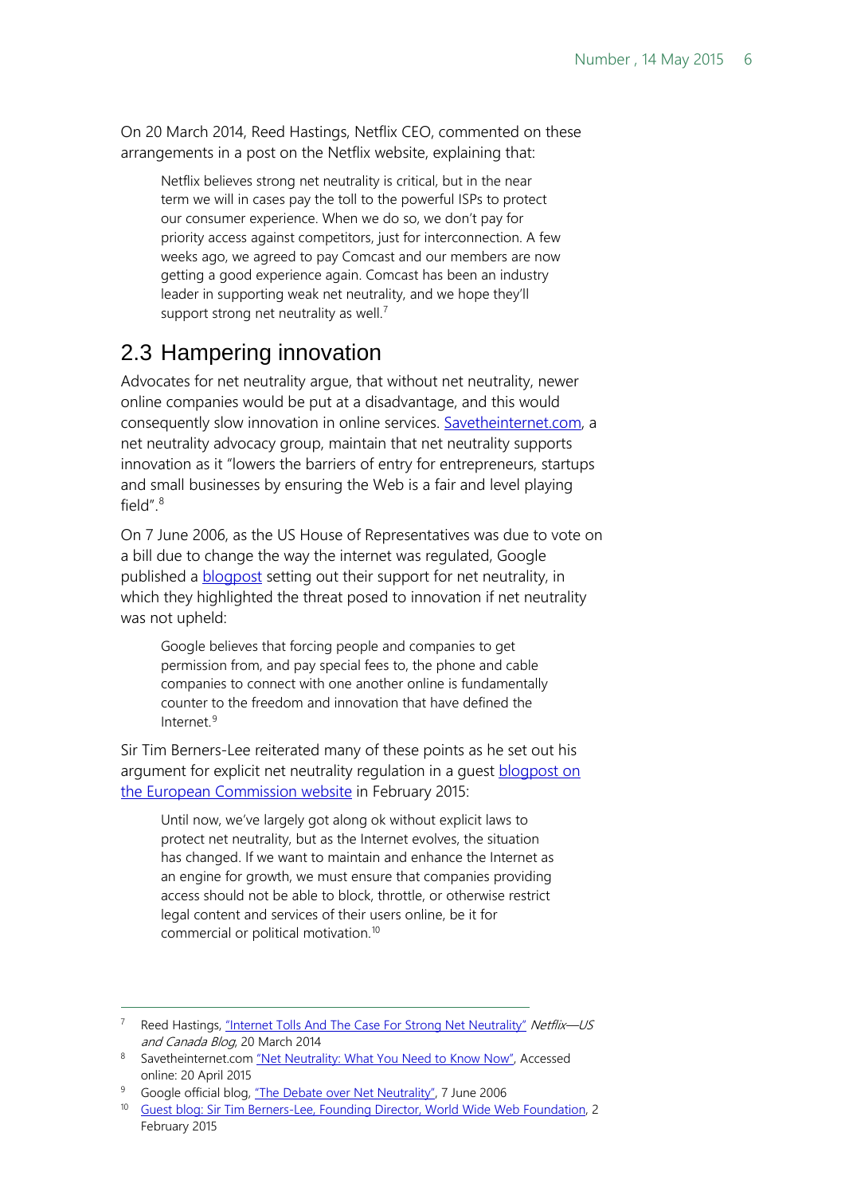On 20 March 2014, Reed Hastings, Netflix CEO, commented on these arrangements in a post on the Netflix website, explaining that:

> Netflix believes strong net neutrality is critical, but in the near term we will in cases pay the toll to the powerful ISPs to protect our consumer experience. When we do so, we don't pay for priority access against competitors, just for interconnection. A few weeks ago, we agreed to pay Comcast and our members are now getting a good experience again. Comcast has been an industry leader in supporting weak net neutrality, and we hope they'll support strong net neutrality as well.[7]

## 2.3 Hampering innovation

Advocates for net neutrality argue, that without net neutrality, newer online companies would be put at a disadvantage, and this would consequently slow innovation in online services. Savetheinternet.com, a net neutrality advocacy group, maintain that net neutrality supports innovation as it "lowers the barriers of entry for entrepreneurs, startups and small businesses by ensuring the Web is a fair and level playing field".[8]

On 7 June 2006, as the US House of Representatives was due to vote on a bill due to change the way the internet was regulated, Google published a blogpost setting out their support for net neutrality, in which they highlighted the threat posed to innovation if net neutrality was not upheld:

> Google believes that forcing people and companies to get permission from, and pay special fees to, the phone and cable companies to connect with one another online is fundamentally counter to the freedom and innovation that have defined the Internet.[9]

Sir Tim Berners-Lee reiterated many of these points as he set out his argument for explicit net neutrality regulation in a guest blogpost on the European Commission website in February 2015:

> Until now, we've largely got along ok without explicit laws to protect net neutrality, but as the Internet evolves, the situation has changed. If we want to maintain and enhance the Internet as an engine for growth, we must ensure that companies providing access should not be able to block, throttle, or otherwise restrict legal content and services of their users online, be it for commercial or political motivation.[10]

---

[7] Reed Hastings, "Internet Tolls And The Case For Strong Net Neutrality" *Netflix—US and Canada Blog*, 20 March 2014

[8] Savetheinternet.com "Net Neutrality: What You Need to Know Now", Accessed online: 20 April 2015

[9] Google official blog, "The Debate over Net Neutrality", 7 June 2006

[10] Guest blog: Sir Tim Berners-Lee, Founding Director, World Wide Web Foundation, 2 February 2015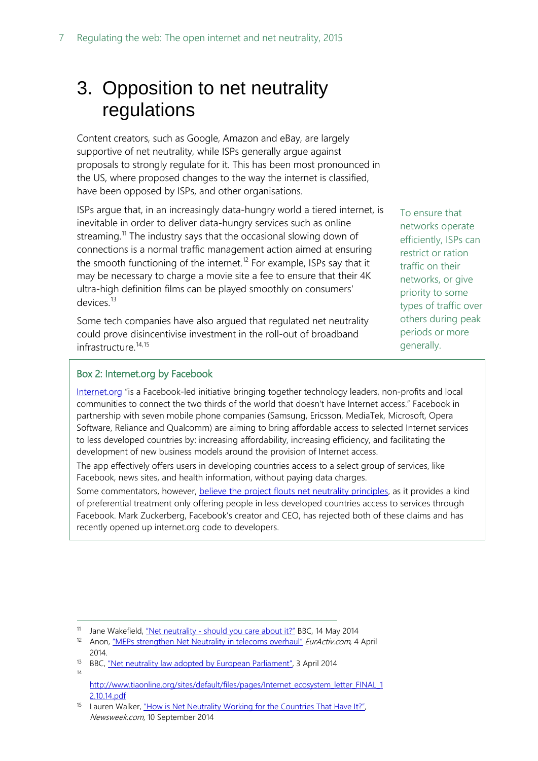# 3. Opposition to net neutrality regulations

Content creators, such as Google, Amazon and eBay, are largely supportive of net neutrality, while ISPs generally argue against proposals to strongly regulate for it. This has been most pronounced in the US, where proposed changes to the way the internet is classified, have been opposed by ISPs, and other organisations.

ISPs argue that, in an increasingly data-hungry world a tiered internet, is inevitable in order to deliver data-hungry services such as online streaming.[11] The industry says that the occasional slowing down of connections is a normal traffic management action aimed at ensuring the smooth functioning of the internet.[12] For example, ISPs say that it may be necessary to charge a movie site a fee to ensure that their 4K ultra-high definition films can be played smoothly on consumers' devices.[13]

To ensure that networks operate efficiently, ISPs can restrict or ration traffic on their networks, or give priority to some types of traffic over others during peak periods or more generally.

Some tech companies have also argued that regulated net neutrality could prove disincentivise investment in the roll-out of broadband infrastructure.[14,15]

### Box 2: Internet.org by Facebook

Internet.org "is a Facebook-led initiative bringing together technology leaders, non-profits and local communities to connect the two thirds of the world that doesn't have Internet access." Facebook in partnership with seven mobile phone companies (Samsung, Ericsson, MediaTek, Microsoft, Opera Software, Reliance and Qualcomm) are aiming to bring affordable access to selected Internet services to less developed countries by: increasing affordability, increasing efficiency, and facilitating the development of new business models around the provision of Internet access.

The app effectively offers users in developing countries access to a select group of services, like Facebook, news sites, and health information, without paying data charges.

Some commentators, however, believe the project flouts net neutrality principles, as it provides a kind of preferential treatment only offering people in less developed countries access to services through Facebook. Mark Zuckerberg, Facebook's creator and CEO, has rejected both of these claims and has recently opened up internet.org code to developers.

---

[11] Jane Wakefield, "Net neutrality - should you care about it?" BBC, 14 May 2014

[12] Anon, "MEPs strengthen Net Neutrality in telecoms overhaul" *EurActiv.com*, 4 April 2014.

[13] BBC, "Net neutrality law adopted by European Parliament", 3 April 2014

[14] http://www.tiaonline.org/sites/default/files/pages/Internet_ecosystem_letter_FINAL_12.10.14.pdf

[15] Lauren Walker, "How is Net Neutrality Working for the Countries That Have It?", *Newsweek.com*, 10 September 2014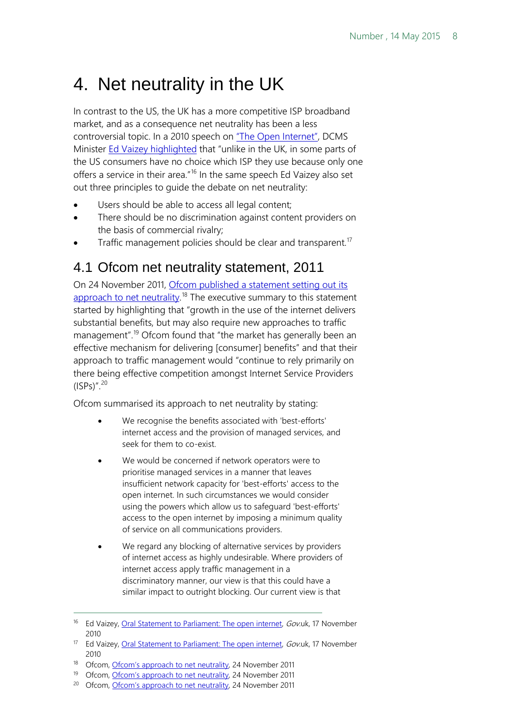# 4. Net neutrality in the UK

In contrast to the US, the UK has a more competitive ISP broadband market, and as a consequence net neutrality has been a less controversial topic. In a 2010 speech on "The Open Internet", DCMS Minister Ed Vaizey highlighted that "unlike in the UK, in some parts of the US consumers have no choice which ISP they use because only one offers a service in their area."[16] In the same speech Ed Vaizey also set out three principles to guide the debate on net neutrality:

- Users should be able to access all legal content;
- There should be no discrimination against content providers on the basis of commercial rivalry;
- Traffic management policies should be clear and transparent.[17]

## 4.1 Ofcom net neutrality statement, 2011

On 24 November 2011, Ofcom published a statement setting out its approach to net neutrality.[18] The executive summary to this statement started by highlighting that "growth in the use of the internet delivers substantial benefits, but may also require new approaches to traffic management".[19] Ofcom found that "the market has generally been an effective mechanism for delivering [consumer] benefits" and that their approach to traffic management would "continue to rely primarily on there being effective competition amongst Internet Service Providers (ISPs)".[20]

Ofcom summarised its approach to net neutrality by stating:

> - We recognise the benefits associated with 'best-efforts' internet access and the provision of managed services, and seek for them to co-exist.
>
> - We would be concerned if network operators were to prioritise managed services in a manner that leaves insufficient network capacity for 'best-efforts' access to the open internet. In such circumstances we would consider using the powers which allow us to safeguard 'best-efforts' access to the open internet by imposing a minimum quality of service on all communications providers.
>
> - We regard any blocking of alternative services by providers of internet access as highly undesirable. Where providers of internet access apply traffic management in a discriminatory manner, our view is that this could have a similar impact to outright blocking. Our current view is that

---

16 Ed Vaizey, Oral Statement to Parliament: The open internet, *Gov*.uk, 17 November 2010

17 Ed Vaizey, Oral Statement to Parliament: The open internet, *Gov*.uk, 17 November 2010

18 Ofcom, Ofcom's approach to net neutrality, 24 November 2011

19 Ofcom, Ofcom's approach to net neutrality, 24 November 2011

20 Ofcom, Ofcom's approach to net neutrality, 24 November 2011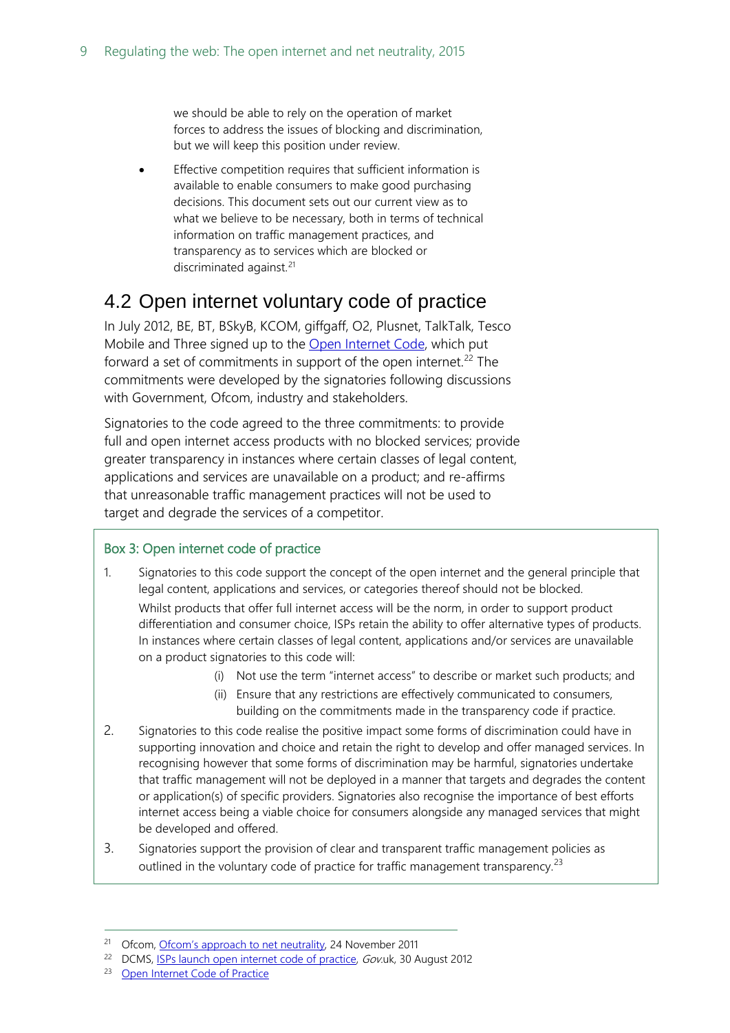we should be able to rely on the operation of market forces to address the issues of blocking and discrimination, but we will keep this position under review.

- Effective competition requires that sufficient information is available to enable consumers to make good purchasing decisions. This document sets out our current view as to what we believe to be necessary, both in terms of technical information on traffic management practices, and transparency as to services which are blocked or discriminated against.[21]

## 4.2 Open internet voluntary code of practice

In July 2012, BE, BT, BSkyB, KCOM, giffgaff, O2, Plusnet, TalkTalk, Tesco Mobile and Three signed up to the Open Internet Code, which put forward a set of commitments in support of the open internet.[22] The commitments were developed by the signatories following discussions with Government, Ofcom, industry and stakeholders.

Signatories to the code agreed to the three commitments: to provide full and open internet access products with no blocked services; provide greater transparency in instances where certain classes of legal content, applications and services are unavailable on a product; and re-affirms that unreasonable traffic management practices will not be used to target and degrade the services of a competitor.

### Box 3: Open internet code of practice

1. Signatories to this code support the concept of the open internet and the general principle that legal content, applications and services, or categories thereof should not be blocked.

   Whilst products that offer full internet access will be the norm, in order to support product differentiation and consumer choice, ISPs retain the ability to offer alternative types of products. In instances where certain classes of legal content, applications and/or services are unavailable on a product signatories to this code will:

   (i) Not use the term "internet access" to describe or market such products; and

   (ii) Ensure that any restrictions are effectively communicated to consumers, building on the commitments made in the transparency code if practice.

2. Signatories to this code realise the positive impact some forms of discrimination could have in supporting innovation and choice and retain the right to develop and offer managed services. In recognising however that some forms of discrimination may be harmful, signatories undertake that traffic management will not be deployed in a manner that targets and degrades the content or application(s) of specific providers. Signatories also recognise the importance of best efforts internet access being a viable choice for consumers alongside any managed services that might be developed and offered.

3. Signatories support the provision of clear and transparent traffic management policies as outlined in the voluntary code of practice for traffic management transparency.[23]

---

[21] Ofcom, Ofcom's approach to net neutrality, 24 November 2011

[22] DCMS, ISPs launch open internet code of practice, *Gov*.uk, 30 August 2012

[23] Open Internet Code of Practice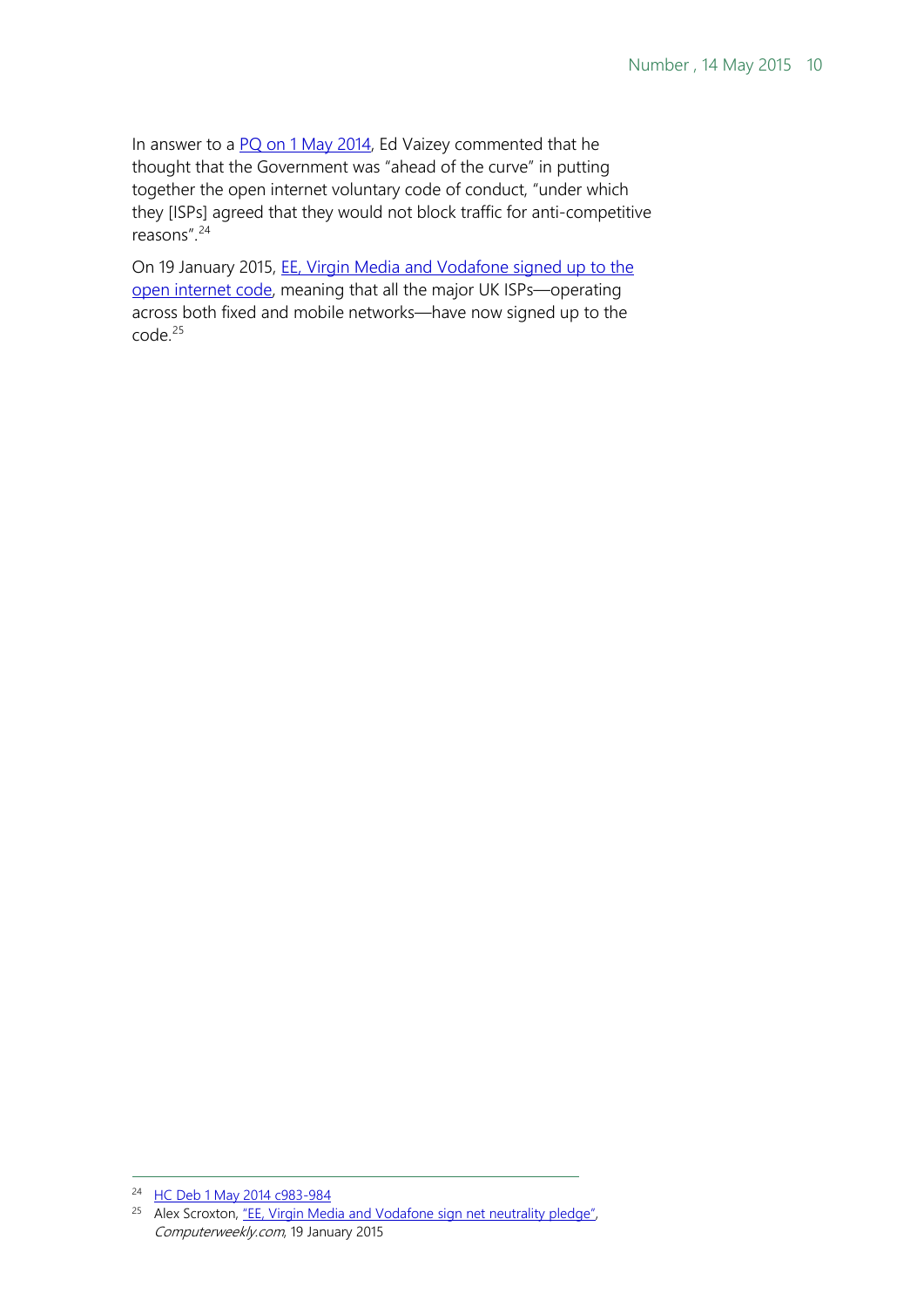In answer to a PQ on 1 May 2014, Ed Vaizey commented that he thought that the Government was "ahead of the curve" in putting together the open internet voluntary code of conduct, "under which they [ISPs] agreed that they would not block traffic for anti-competitive reasons".[24]

On 19 January 2015, EE, Virgin Media and Vodafone signed up to the open internet code, meaning that all the major UK ISPs—operating across both fixed and mobile networks—have now signed up to the code.[25]

---

[24] HC Deb 1 May 2014 c983-984

[25] Alex Scroxton, "EE, Virgin Media and Vodafone sign net neutrality pledge", *Computerweekly.com*, 19 January 2015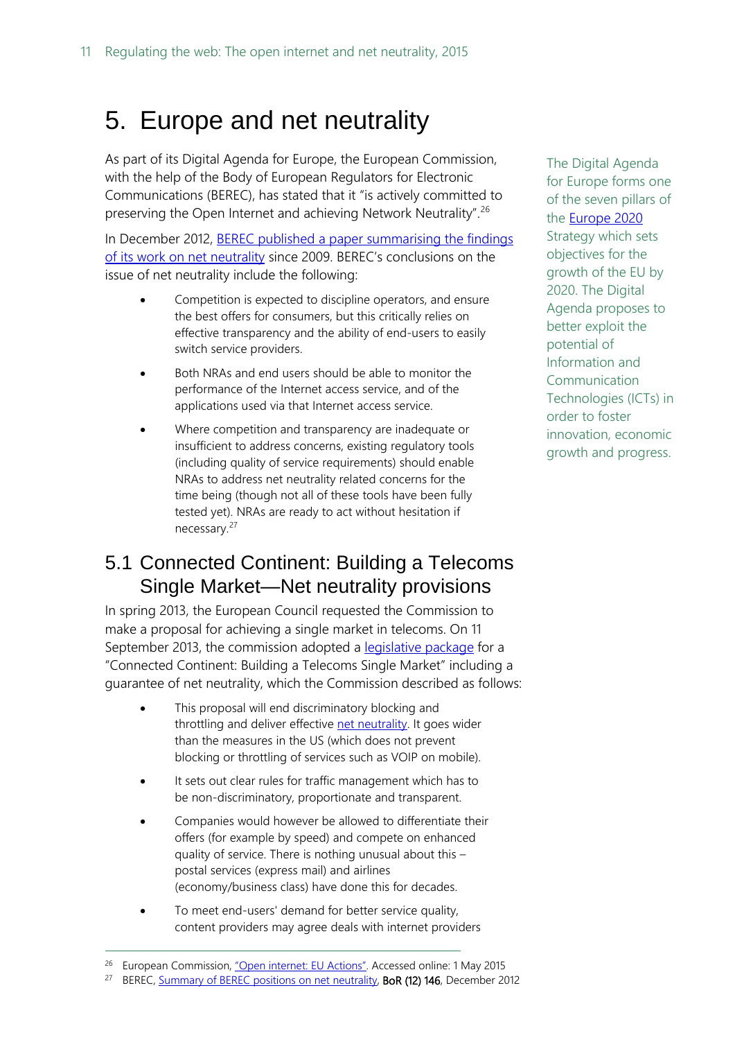# 5. Europe and net neutrality

As part of its Digital Agenda for Europe, the European Commission, with the help of the Body of European Regulators for Electronic Communications (BEREC), has stated that it "is actively committed to preserving the Open Internet and achieving Network Neutrality".[26]

The Digital Agenda for Europe forms one of the seven pillars of the Europe 2020 Strategy which sets objectives for the growth of the EU by 2020. The Digital Agenda proposes to better exploit the potential of Information and Communication Technologies (ICTs) in order to foster innovation, economic growth and progress.

In December 2012, BEREC published a paper summarising the findings of its work on net neutrality since 2009. BEREC's conclusions on the issue of net neutrality include the following:

- Competition is expected to discipline operators, and ensure the best offers for consumers, but this critically relies on effective transparency and the ability of end-users to easily switch service providers.
- Both NRAs and end users should be able to monitor the performance of the Internet access service, and of the applications used via that Internet access service.
- Where competition and transparency are inadequate or insufficient to address concerns, existing regulatory tools (including quality of service requirements) should enable NRAs to address net neutrality related concerns for the time being (though not all of these tools have been fully tested yet). NRAs are ready to act without hesitation if necessary.[27]

## 5.1 Connected Continent: Building a Telecoms Single Market—Net neutrality provisions

In spring 2013, the European Council requested the Commission to make a proposal for achieving a single market in telecoms. On 11 September 2013, the commission adopted a legislative package for a "Connected Continent: Building a Telecoms Single Market" including a guarantee of net neutrality, which the Commission described as follows:

- This proposal will end discriminatory blocking and throttling and deliver effective net neutrality. It goes wider than the measures in the US (which does not prevent blocking or throttling of services such as VOIP on mobile).
- It sets out clear rules for traffic management which has to be non-discriminatory, proportionate and transparent.
- Companies would however be allowed to differentiate their offers (for example by speed) and compete on enhanced quality of service. There is nothing unusual about this – postal services (express mail) and airlines (economy/business class) have done this for decades.
- To meet end-users' demand for better service quality, content providers may agree deals with internet providers

---

[26] European Commission, "Open internet: EU Actions". Accessed online: 1 May 2015

[27] BEREC, Summary of BEREC positions on net neutrality, **BoR (12) 146**, December 2012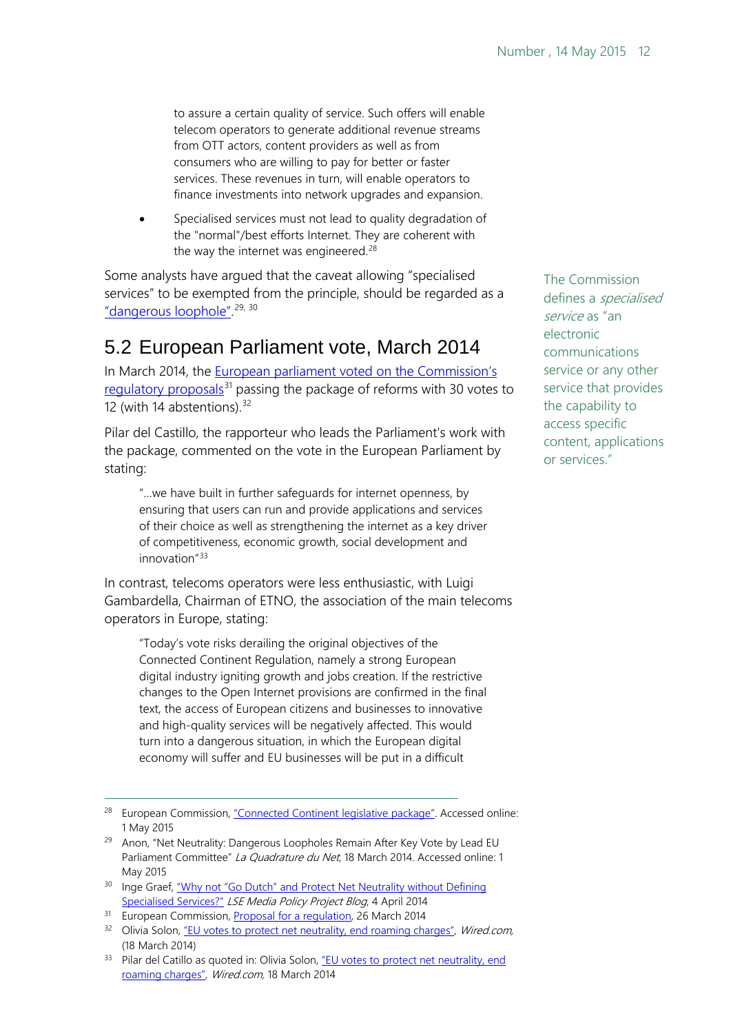to assure a certain quality of service. Such offers will enable telecom operators to generate additional revenue streams from OTT actors, content providers as well as from consumers who are willing to pay for better or faster services. These revenues in turn, will enable operators to finance investments into network upgrades and expansion.

- Specialised services must not lead to quality degradation of the "normal"/best efforts Internet. They are coherent with the way the internet was engineered.[28]

Some analysts have argued that the caveat allowing "specialised services" to be exempted from the principle, should be regarded as a "dangerous loophole".[29, 30]

The Commission defines a *specialised service* as "an electronic communications service or any other service that provides the capability to access specific content, applications or services."

## 5.2 European Parliament vote, March 2014

In March 2014, the European parliament voted on the Commission's regulatory proposals[31] passing the package of reforms with 30 votes to 12 (with 14 abstentions).[32]

Pilar del Castillo, the rapporteur who leads the Parliament's work with the package, commented on the vote in the European Parliament by stating:

> "…we have built in further safeguards for internet openness, by ensuring that users can run and provide applications and services of their choice as well as strengthening the internet as a key driver of competitiveness, economic growth, social development and innovation"[33]

In contrast, telecoms operators were less enthusiastic, with Luigi Gambardella, Chairman of ETNO, the association of the main telecoms operators in Europe, stating:

> "Today's vote risks derailing the original objectives of the Connected Continent Regulation, namely a strong European digital industry igniting growth and jobs creation. If the restrictive changes to the Open Internet provisions are confirmed in the final text, the access of European citizens and businesses to innovative and high-quality services will be negatively affected. This would turn into a dangerous situation, in which the European digital economy will suffer and EU businesses will be put in a difficult

---

[28] European Commission, "Connected Continent legislative package". Accessed online: 1 May 2015

[29] Anon, "Net Neutrality: Dangerous Loopholes Remain After Key Vote by Lead EU Parliament Committee" *La Quadrature du Net*, 18 March 2014. Accessed online: 1 May 2015

[30] Inge Graef, "Why not "Go Dutch" and Protect Net Neutrality without Defining Specialised Services?" *LSE Media Policy Project Blog*, 4 April 2014

[31] European Commission, Proposal for a regulation, 26 March 2014

[32] Olivia Solon, "EU votes to protect net neutrality, end roaming charges", *Wired.com*, (18 March 2014)

[33] Pilar del Catillo as quoted in: Olivia Solon, "EU votes to protect net neutrality, end roaming charges", *Wired.com*, 18 March 2014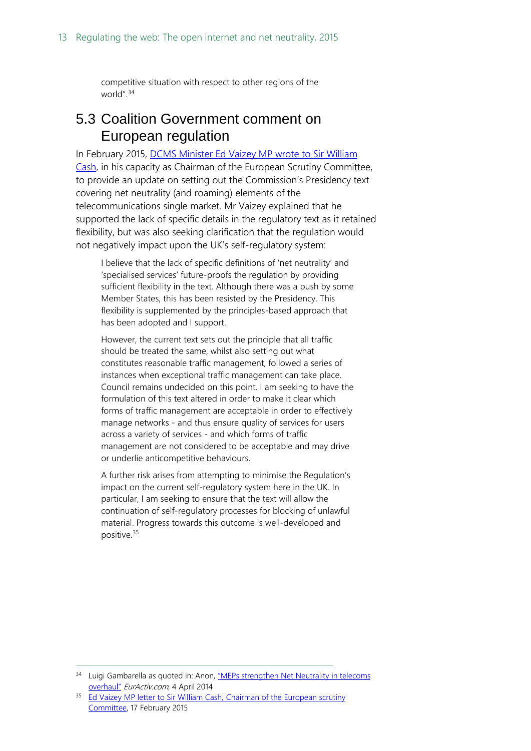competitive situation with respect to other regions of the world".[34]

## 5.3 Coalition Government comment on European regulation

In February 2015, DCMS Minister Ed Vaizey MP wrote to Sir William Cash, in his capacity as Chairman of the European Scrutiny Committee, to provide an update on setting out the Commission's Presidency text covering net neutrality (and roaming) elements of the telecommunications single market. Mr Vaizey explained that he supported the lack of specific details in the regulatory text as it retained flexibility, but was also seeking clarification that the regulation would not negatively impact upon the UK's self-regulatory system:

> I believe that the lack of specific definitions of 'net neutrality' and 'specialised services' future-proofs the regulation by providing sufficient flexibility in the text. Although there was a push by some Member States, this has been resisted by the Presidency. This flexibility is supplemented by the principles-based approach that has been adopted and I support.
>
> However, the current text sets out the principle that all traffic should be treated the same, whilst also setting out what constitutes reasonable traffic management, followed a series of instances when exceptional traffic management can take place. Council remains undecided on this point. I am seeking to have the formulation of this text altered in order to make it clear which forms of traffic management are acceptable in order to effectively manage networks - and thus ensure quality of services for users across a variety of services - and which forms of traffic management are not considered to be acceptable and may drive or underlie anticompetitive behaviours.
>
> A further risk arises from attempting to minimise the Regulation's impact on the current self-regulatory system here in the UK. In particular, I am seeking to ensure that the text will allow the continuation of self-regulatory processes for blocking of unlawful material. Progress towards this outcome is well-developed and positive.[35]

---

[34] Luigi Gambarella as quoted in: Anon, "MEPs strengthen Net Neutrality in telecoms overhaul" *EurActiv.com*, 4 April 2014

[35] Ed Vaizey MP letter to Sir William Cash, Chairman of the European scrutiny Committee, 17 February 2015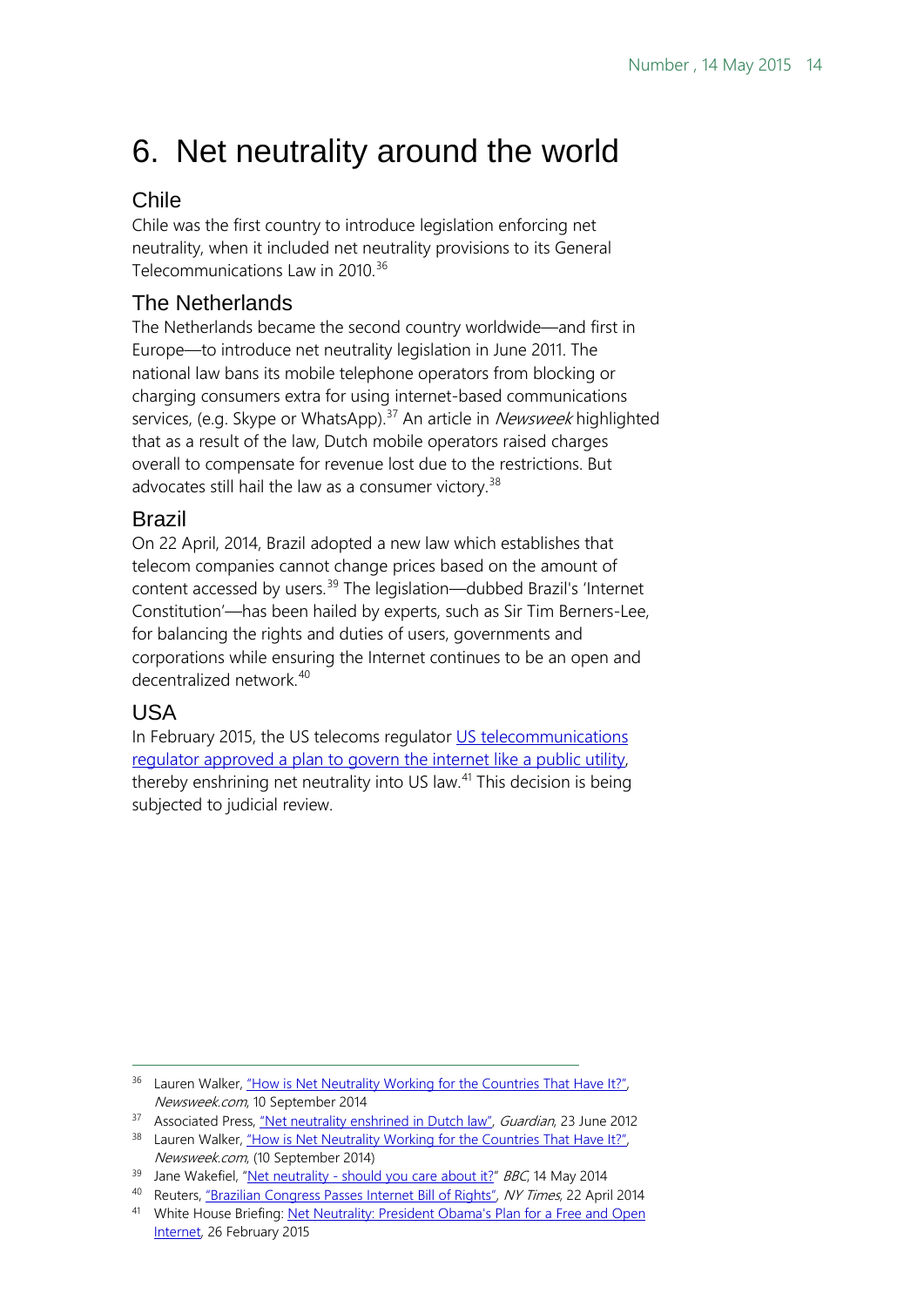# 6. Net neutrality around the world

## Chile

Chile was the first country to introduce legislation enforcing net neutrality, when it included net neutrality provisions to its General Telecommunications Law in 2010.[36]

## The Netherlands

The Netherlands became the second country worldwide—and first in Europe—to introduce net neutrality legislation in June 2011. The national law bans its mobile telephone operators from blocking or charging consumers extra for using internet-based communications services, (e.g. Skype or WhatsApp).[37] An article in *Newsweek* highlighted that as a result of the law, Dutch mobile operators raised charges overall to compensate for revenue lost due to the restrictions. But advocates still hail the law as a consumer victory.[38]

## Brazil

On 22 April, 2014, Brazil adopted a new law which establishes that telecom companies cannot change prices based on the amount of content accessed by users.[39] The legislation—dubbed Brazil's 'Internet Constitution'—has been hailed by experts, such as Sir Tim Berners-Lee, for balancing the rights and duties of users, governments and corporations while ensuring the Internet continues to be an open and decentralized network.[40]

## USA

In February 2015, the US telecoms regulator US telecommunications regulator approved a plan to govern the internet like a public utility, thereby enshrining net neutrality into US law.[41] This decision is being subjected to judicial review.

---

[36] Lauren Walker, "How is Net Neutrality Working for the Countries That Have It?", *Newsweek.com*, 10 September 2014

[37] Associated Press, "Net neutrality enshrined in Dutch law", *Guardian*, 23 June 2012

[38] Lauren Walker, "How is Net Neutrality Working for the Countries That Have It?", *Newsweek.com*, (10 September 2014)

[39] Jane Wakefiel, "Net neutrality - should you care about it?" *BBC*, 14 May 2014

[40] Reuters, "Brazilian Congress Passes Internet Bill of Rights", *NY Times*, 22 April 2014

[41] White House Briefing: Net Neutrality: President Obama's Plan for a Free and Open Internet, 26 February 2015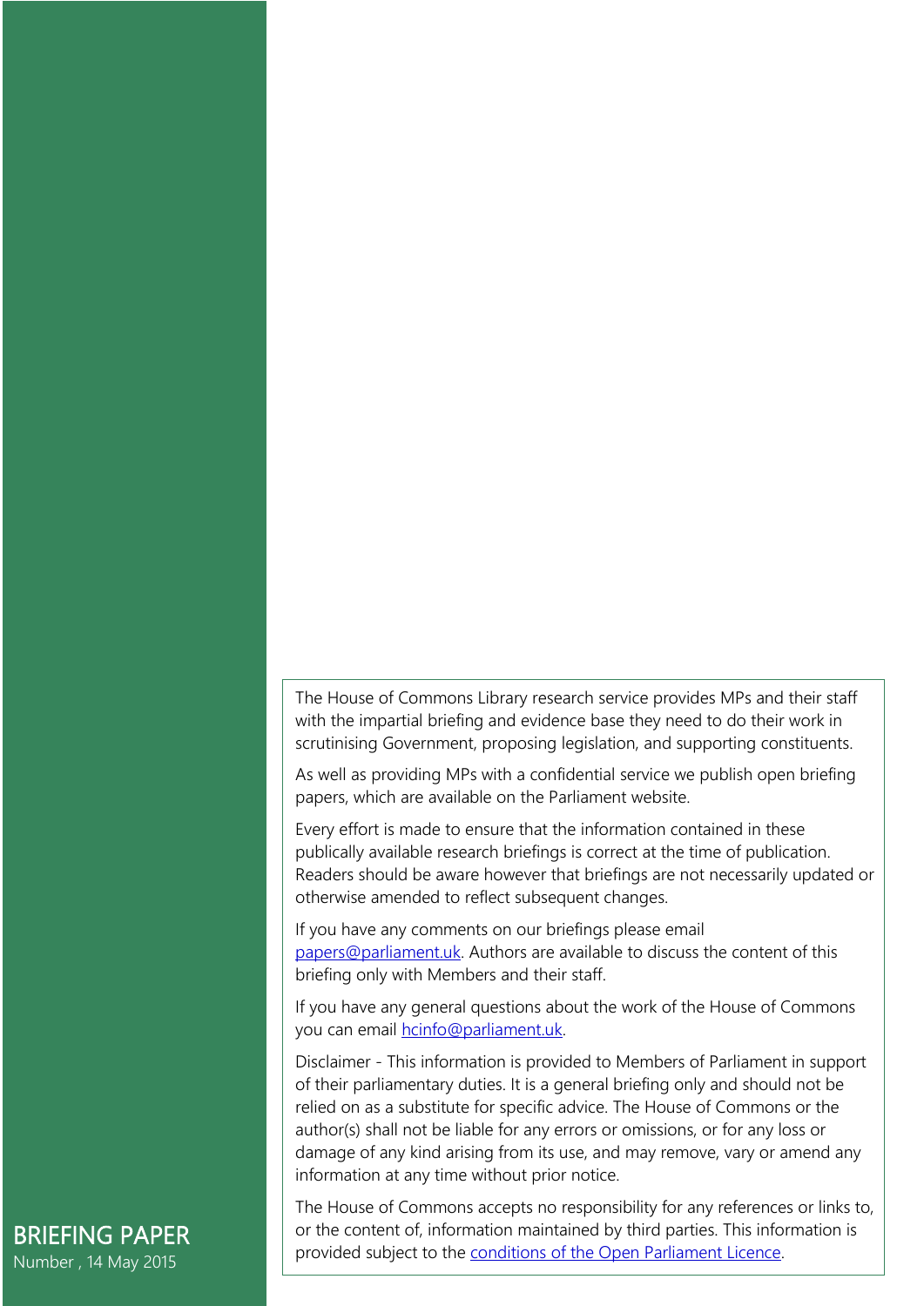The House of Commons Library research service provides MPs and their staff with the impartial briefing and evidence base they need to do their work in scrutinising Government, proposing legislation, and supporting constituents.

As well as providing MPs with a confidential service we publish open briefing papers, which are available on the Parliament website.

Every effort is made to ensure that the information contained in these publically available research briefings is correct at the time of publication. Readers should be aware however that briefings are not necessarily updated or otherwise amended to reflect subsequent changes.

If you have any comments on our briefings please email papers@parliament.uk. Authors are available to discuss the content of this briefing only with Members and their staff.

If you have any general questions about the work of the House of Commons you can email hcinfo@parliament.uk.

Disclaimer - This information is provided to Members of Parliament in support of their parliamentary duties. It is a general briefing only and should not be relied on as a substitute for specific advice. The House of Commons or the author(s) shall not be liable for any errors or omissions, or for any loss or damage of any kind arising from its use, and may remove, vary or amend any information at any time without prior notice.

The House of Commons accepts no responsibility for any references or links to, or the content of, information maintained by third parties. This information is provided subject to the conditions of the Open Parliament Licence.

BRIEFING PAPER

Number , 14 May 2015